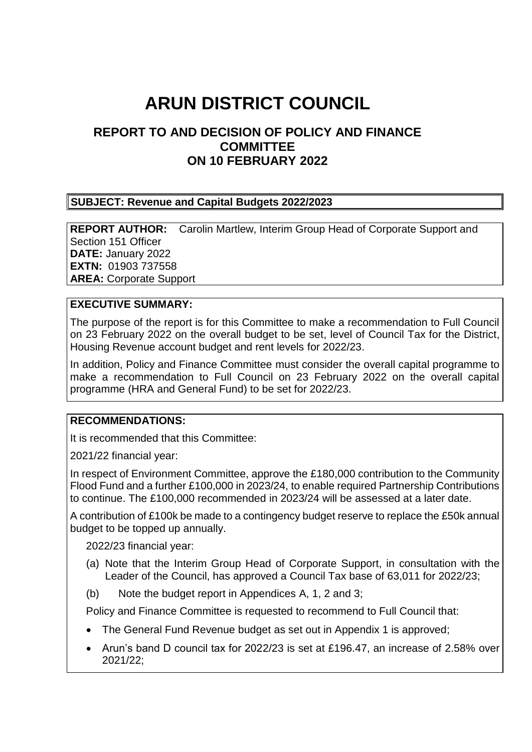# ARUN DISTRICT COUNCIL

## REPORT TO AND DECISION OF POLICY AND FINANCE COMMITTEE ON 10 FEBRUARY 2022

**SUBJECT: Revenue and Capital Budgets 2022/2023**

**REPORT AUTHOR:** Carolin Martlew, Interim Group Head of Corporate Support and Section 151 Officer
**DATE:** January 2022
**EXTN:** 01903 737558
**AREA:** Corporate Support

**EXECUTIVE SUMMARY:**

The purpose of the report is for this Committee to make a recommendation to Full Council on 23 February 2022 on the overall budget to be set, level of Council Tax for the District, Housing Revenue account budget and rent levels for 2022/23.

In addition, Policy and Finance Committee must consider the overall capital programme to make a recommendation to Full Council on 23 February 2022 on the overall capital programme (HRA and General Fund) to be set for 2022/23.

**RECOMMENDATIONS:**

It is recommended that this Committee:

2021/22 financial year:

In respect of Environment Committee, approve the £180,000 contribution to the Community Flood Fund and a further £100,000 in 2023/24, to enable required Partnership Contributions to continue. The £100,000 recommended in 2023/24 will be assessed at a later date.

A contribution of £100k be made to a contingency budget reserve to replace the £50k annual budget to be topped up annually.

2022/23 financial year:

(a) Note that the Interim Group Head of Corporate Support, in consultation with the Leader of the Council, has approved a Council Tax base of 63,011 for 2022/23;

(b) Note the budget report in Appendices A, 1, 2 and 3;

Policy and Finance Committee is requested to recommend to Full Council that:

- The General Fund Revenue budget as set out in Appendix 1 is approved;
- Arun's band D council tax for 2022/23 is set at £196.47, an increase of 2.58% over 2021/22;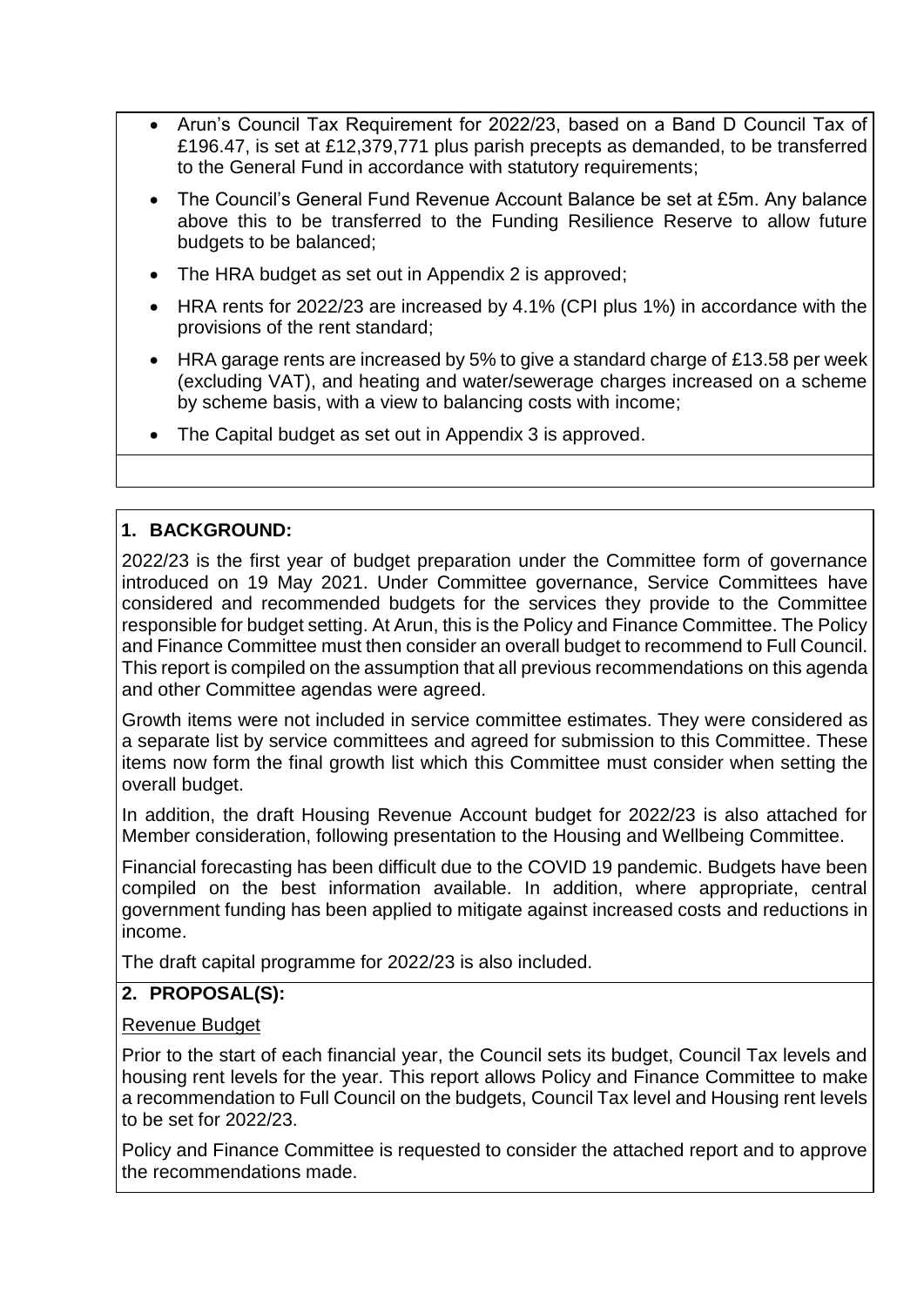- Arun's Council Tax Requirement for 2022/23, based on a Band D Council Tax of £196.47, is set at £12,379,771 plus parish precepts as demanded, to be transferred to the General Fund in accordance with statutory requirements;
- The Council's General Fund Revenue Account Balance be set at £5m. Any balance above this to be transferred to the Funding Resilience Reserve to allow future budgets to be balanced;
- The HRA budget as set out in Appendix 2 is approved;
- HRA rents for 2022/23 are increased by 4.1% (CPI plus 1%) in accordance with the provisions of the rent standard;
- HRA garage rents are increased by 5% to give a standard charge of £13.58 per week (excluding VAT), and heating and water/sewerage charges increased on a scheme by scheme basis, with a view to balancing costs with income;
- The Capital budget as set out in Appendix 3 is approved.

## 1. BACKGROUND:

2022/23 is the first year of budget preparation under the Committee form of governance introduced on 19 May 2021. Under Committee governance, Service Committees have considered and recommended budgets for the services they provide to the Committee responsible for budget setting. At Arun, this is the Policy and Finance Committee. The Policy and Finance Committee must then consider an overall budget to recommend to Full Council. This report is compiled on the assumption that all previous recommendations on this agenda and other Committee agendas were agreed.

Growth items were not included in service committee estimates. They were considered as a separate list by service committees and agreed for submission to this Committee. These items now form the final growth list which this Committee must consider when setting the overall budget.

In addition, the draft Housing Revenue Account budget for 2022/23 is also attached for Member consideration, following presentation to the Housing and Wellbeing Committee.

Financial forecasting has been difficult due to the COVID 19 pandemic. Budgets have been compiled on the best information available. In addition, where appropriate, central government funding has been applied to mitigate against increased costs and reductions in income.

The draft capital programme for 2022/23 is also included.

## 2. PROPOSAL(S):

Revenue Budget

Prior to the start of each financial year, the Council sets its budget, Council Tax levels and housing rent levels for the year. This report allows Policy and Finance Committee to make a recommendation to Full Council on the budgets, Council Tax level and Housing rent levels to be set for 2022/23.

Policy and Finance Committee is requested to consider the attached report and to approve the recommendations made.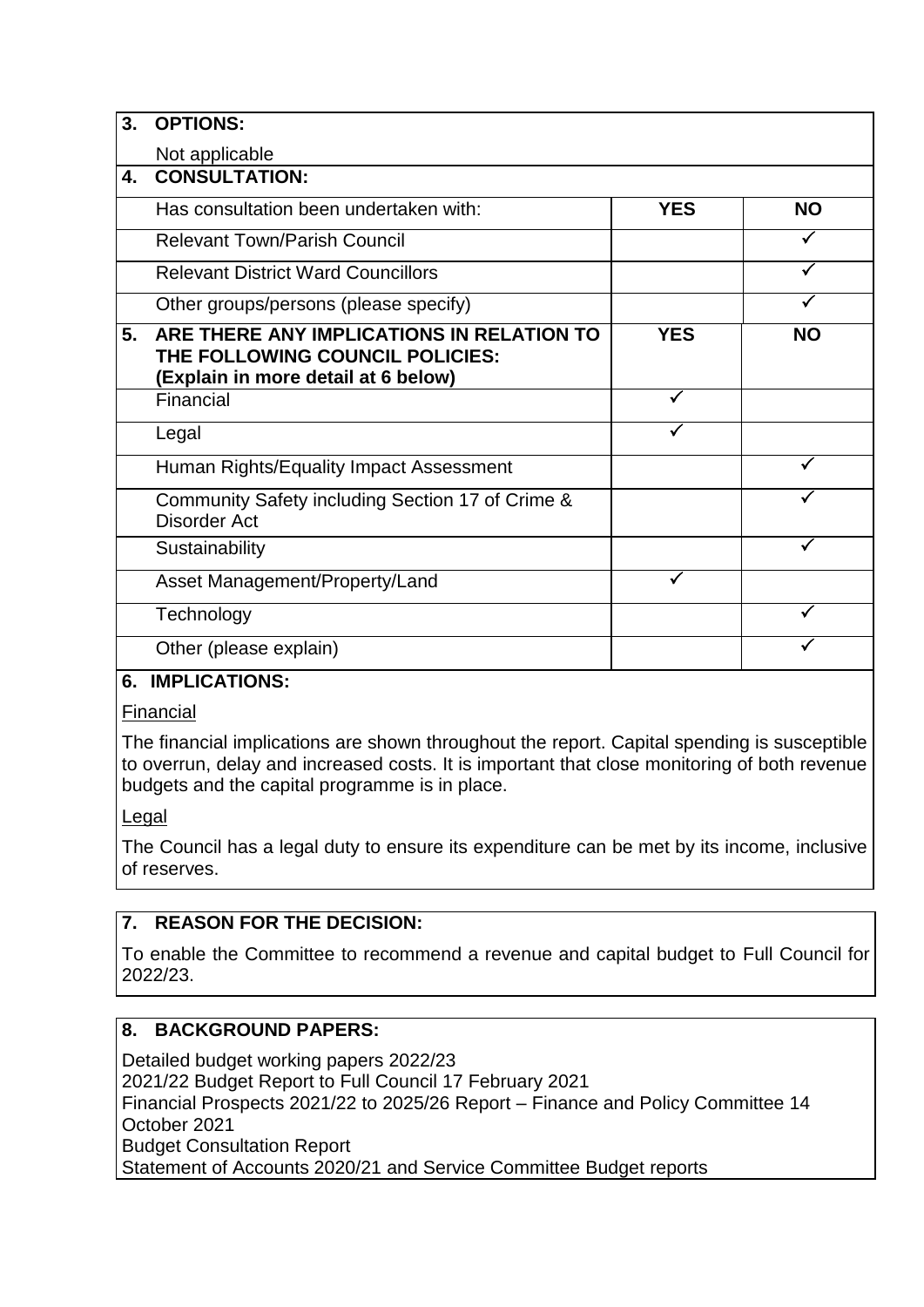## 3. OPTIONS:

Not applicable

## 4. CONSULTATION:

| Has consultation been undertaken with: | YES | NO |
| --- | --- | --- |
| Relevant Town/Parish Council | | ✓ |
| Relevant District Ward Councillors | | ✓ |
| Other groups/persons (please specify) | | ✓ |

## 5. ARE THERE ANY IMPLICATIONS IN RELATION TO THE FOLLOWING COUNCIL POLICIES: (Explain in more detail at 6 below)

| | YES | NO |
| --- | --- | --- |
| Financial | ✓ | |
| Legal | ✓ | |
| Human Rights/Equality Impact Assessment | | ✓ |
| Community Safety including Section 17 of Crime & Disorder Act | | ✓ |
| Sustainability | | ✓ |
| Asset Management/Property/Land | ✓ | |
| Technology | | ✓ |
| Other (please explain) | | ✓ |

## 6. IMPLICATIONS:

Financial

The financial implications are shown throughout the report. Capital spending is susceptible to overrun, delay and increased costs. It is important that close monitoring of both revenue budgets and the capital programme is in place.

Legal

The Council has a legal duty to ensure its expenditure can be met by its income, inclusive of reserves.

## 7. REASON FOR THE DECISION:

To enable the Committee to recommend a revenue and capital budget to Full Council for 2022/23.

## 8. BACKGROUND PAPERS:

Detailed budget working papers 2022/23
2021/22 Budget Report to Full Council 17 February 2021
Financial Prospects 2021/22 to 2025/26 Report – Finance and Policy Committee 14 October 2021
Budget Consultation Report
Statement of Accounts 2020/21 and Service Committee Budget reports